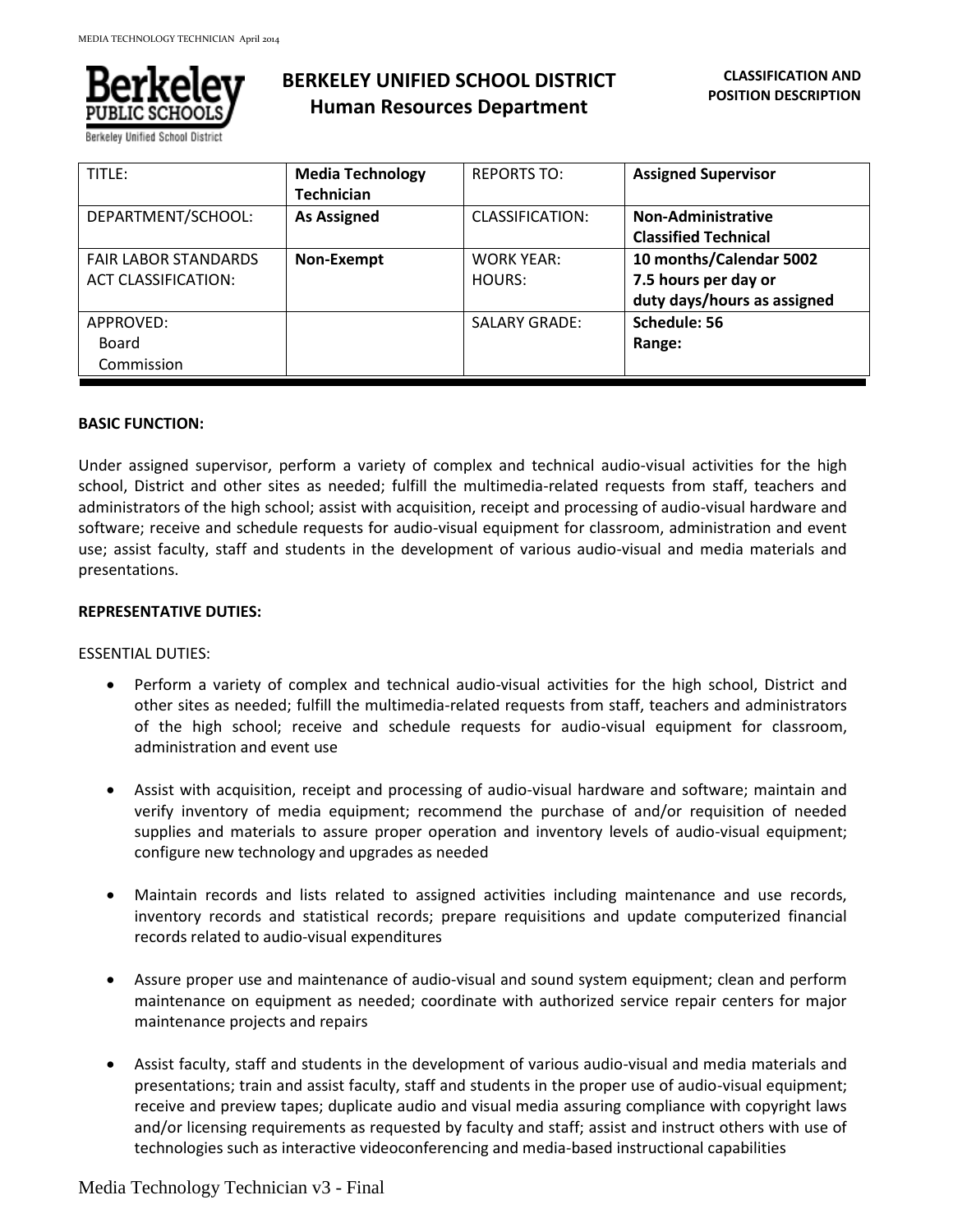# BERKELEY UNIFIED SCHOOL DISTRICT
## Human Resources Department

**CLASSIFICATION AND POSITION DESCRIPTION**

| TITLE: | **Media Technology Technician** | REPORTS TO: | **Assigned Supervisor** |
|---|---|---|---|
| DEPARTMENT/SCHOOL: | **As Assigned** | CLASSIFICATION: | **Non-Administrative Classified Technical** |
| FAIR LABOR STANDARDS ACT CLASSIFICATION: | **Non-Exempt** | WORK YEAR: HOURS: | **10 months/Calendar 5002 7.5 hours per day or duty days/hours as assigned** |
| APPROVED: Board Commission | | SALARY GRADE: | **Schedule: 56 Range:** |

**BASIC FUNCTION:**

Under assigned supervisor, perform a variety of complex and technical audio-visual activities for the high school, District and other sites as needed; fulfill the multimedia-related requests from staff, teachers and administrators of the high school; assist with acquisition, receipt and processing of audio-visual hardware and software; receive and schedule requests for audio-visual equipment for classroom, administration and event use; assist faculty, staff and students in the development of various audio-visual and media materials and presentations.

**REPRESENTATIVE DUTIES:**

ESSENTIAL DUTIES:

- Perform a variety of complex and technical audio-visual activities for the high school, District and other sites as needed; fulfill the multimedia-related requests from staff, teachers and administrators of the high school; receive and schedule requests for audio-visual equipment for classroom, administration and event use

- Assist with acquisition, receipt and processing of audio-visual hardware and software; maintain and verify inventory of media equipment; recommend the purchase of and/or requisition of needed supplies and materials to assure proper operation and inventory levels of audio-visual equipment; configure new technology and upgrades as needed

- Maintain records and lists related to assigned activities including maintenance and use records, inventory records and statistical records; prepare requisitions and update computerized financial records related to audio-visual expenditures

- Assure proper use and maintenance of audio-visual and sound system equipment; clean and perform maintenance on equipment as needed; coordinate with authorized service repair centers for major maintenance projects and repairs

- Assist faculty, staff and students in the development of various audio-visual and media materials and presentations; train and assist faculty, staff and students in the proper use of audio-visual equipment; receive and preview tapes; duplicate audio and visual media assuring compliance with copyright laws and/or licensing requirements as requested by faculty and staff; assist and instruct others with use of technologies such as interactive videoconferencing and media-based instructional capabilities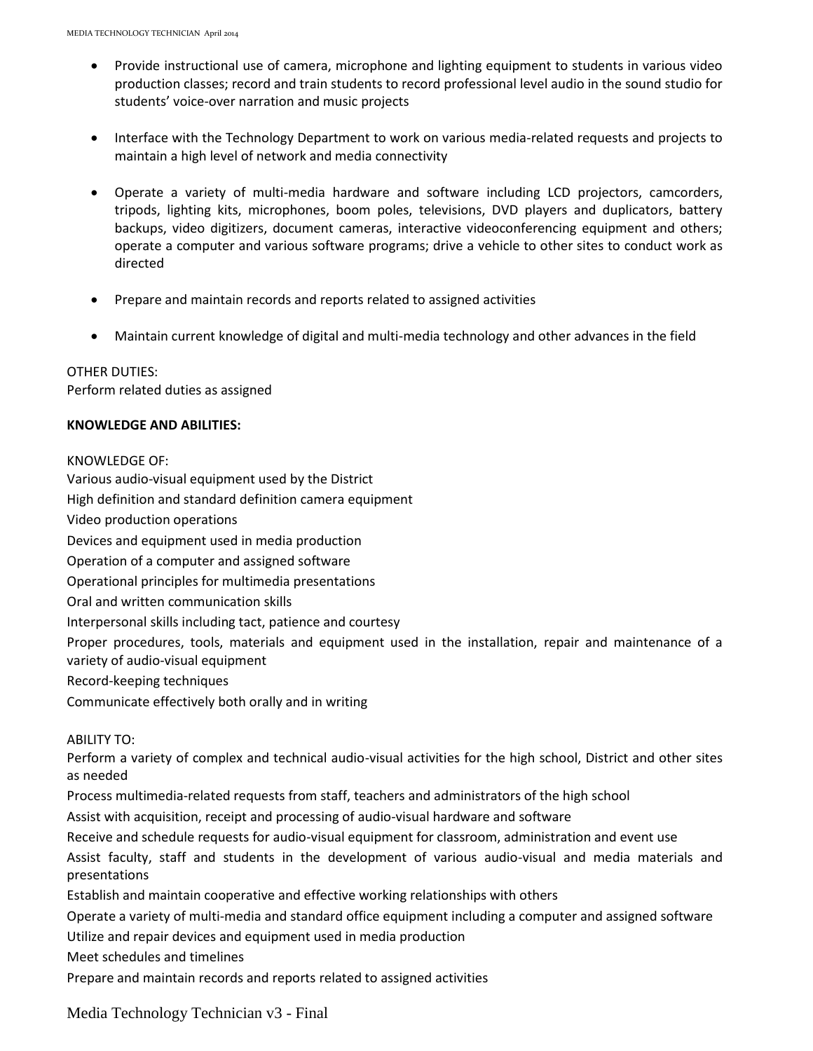- Provide instructional use of camera, microphone and lighting equipment to students in various video production classes; record and train students to record professional level audio in the sound studio for students' voice-over narration and music projects

- Interface with the Technology Department to work on various media-related requests and projects to maintain a high level of network and media connectivity

- Operate a variety of multi-media hardware and software including LCD projectors, camcorders, tripods, lighting kits, microphones, boom poles, televisions, DVD players and duplicators, battery backups, video digitizers, document cameras, interactive videoconferencing equipment and others; operate a computer and various software programs; drive a vehicle to other sites to conduct work as directed

- Prepare and maintain records and reports related to assigned activities

- Maintain current knowledge of digital and multi-media technology and other advances in the field

OTHER DUTIES:
Perform related duties as assigned

**KNOWLEDGE AND ABILITIES:**

KNOWLEDGE OF:
Various audio-visual equipment used by the District
High definition and standard definition camera equipment
Video production operations
Devices and equipment used in media production
Operation of a computer and assigned software
Operational principles for multimedia presentations
Oral and written communication skills
Interpersonal skills including tact, patience and courtesy
Proper procedures, tools, materials and equipment used in the installation, repair and maintenance of a variety of audio-visual equipment
Record-keeping techniques
Communicate effectively both orally and in writing

ABILITY TO:
Perform a variety of complex and technical audio-visual activities for the high school, District and other sites as needed
Process multimedia-related requests from staff, teachers and administrators of the high school
Assist with acquisition, receipt and processing of audio-visual hardware and software
Receive and schedule requests for audio-visual equipment for classroom, administration and event use
Assist faculty, staff and students in the development of various audio-visual and media materials and presentations
Establish and maintain cooperative and effective working relationships with others
Operate a variety of multi-media and standard office equipment including a computer and assigned software
Utilize and repair devices and equipment used in media production
Meet schedules and timelines
Prepare and maintain records and reports related to assigned activities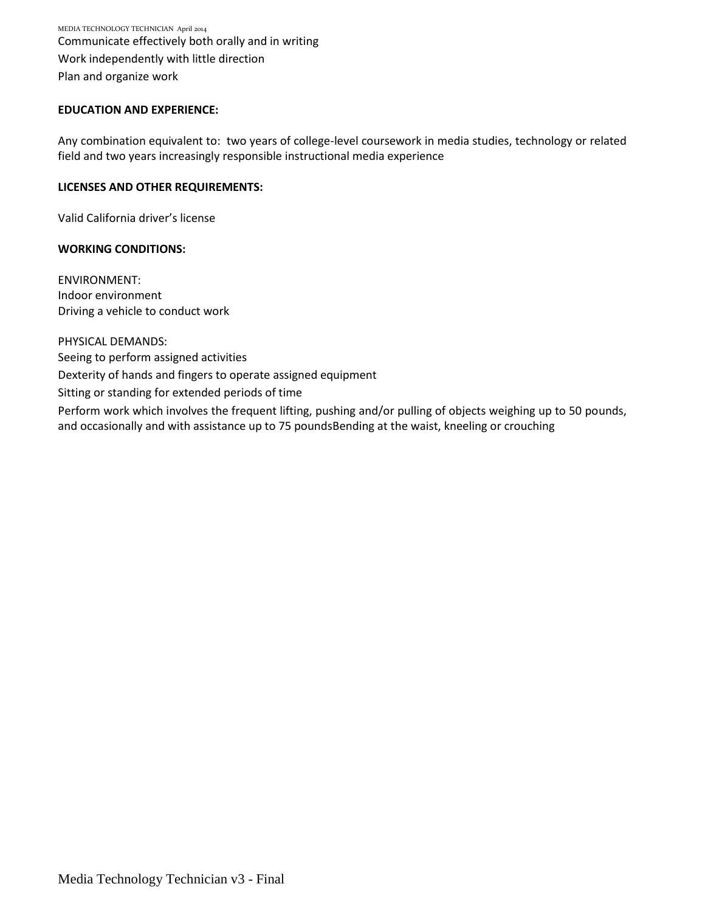Communicate effectively both orally and in writing
Work independently with little direction
Plan and organize work

**EDUCATION AND EXPERIENCE:**

Any combination equivalent to: two years of college-level coursework in media studies, technology or related field and two years increasingly responsible instructional media experience

**LICENSES AND OTHER REQUIREMENTS:**

Valid California driver's license

**WORKING CONDITIONS:**

ENVIRONMENT:
Indoor environment
Driving a vehicle to conduct work

PHYSICAL DEMANDS:
Seeing to perform assigned activities
Dexterity of hands and fingers to operate assigned equipment
Sitting or standing for extended periods of time
Perform work which involves the frequent lifting, pushing and/or pulling of objects weighing up to 50 pounds, and occasionally and with assistance up to 75 poundsBending at the waist, kneeling or crouching